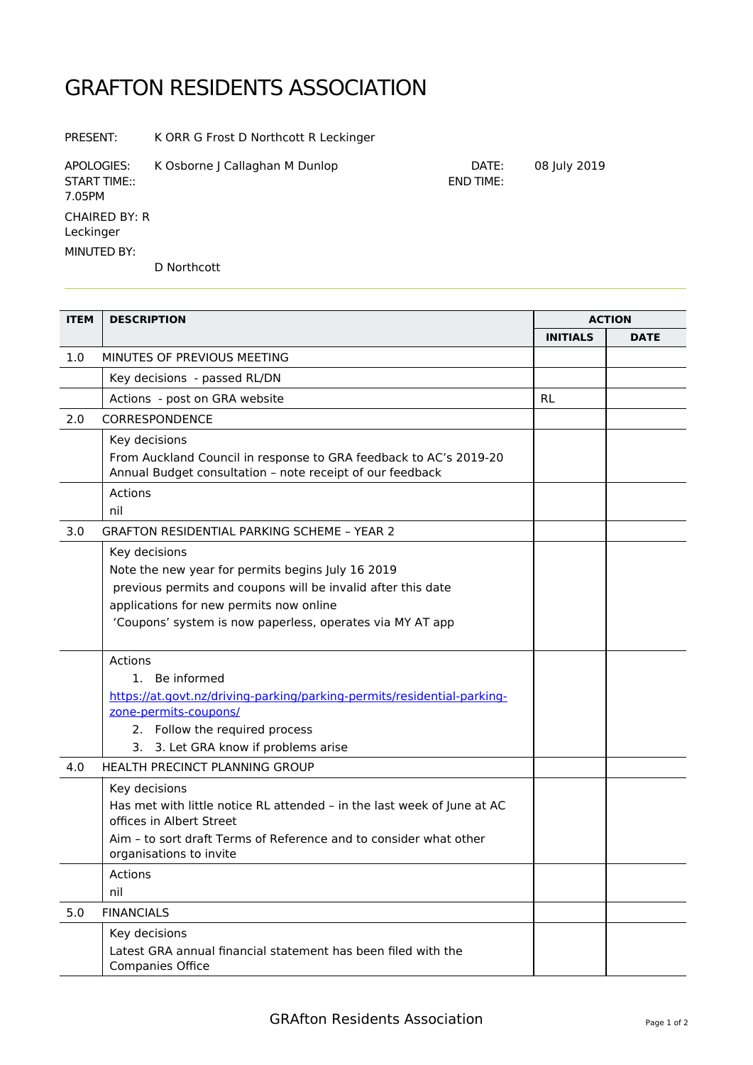# GRAFTON RESIDENTS ASSOCIATION

PRESENT: K ORR G Frost D Northcott R Leckinger

APOLOGIES: K Osborne J Callaghan M Dunlop

DATE: 08 July 2019

START TIME:: 7.05PM

END TIME:

CHAIRED BY: R Leckinger

MINUTED BY: D Northcott

| ITEM | DESCRIPTION | ACTION | |
|---|---|---|---|
| | | INITIALS | DATE |
| 1.0 | MINUTES OF PREVIOUS MEETING | | |
| | Key decisions - passed RL/DN | | |
| | Actions - post on GRA website | RL | |
| 2.0 | CORRESPONDENCE | | |
| | Key decisions<br>From Auckland Council in response to GRA feedback to AC's 2019-20 Annual Budget consultation – note receipt of our feedback | | |
| | Actions<br>nil | | |
| 3.0 | GRAFTON RESIDENTIAL PARKING SCHEME – YEAR 2 | | |
| | Key decisions<br>Note the new year for permits begins July 16 2019<br>previous permits and coupons will be invalid after this date<br>applications for new permits now online<br>'Coupons' system is now paperless, operates via MY AT app | | |
| | Actions<br>1. Be informed<br>https://at.govt.nz/driving-parking/parking-permits/residential-parking-zone-permits-coupons/<br>2. Follow the required process<br>3. 3. Let GRA know if problems arise | | |
| 4.0 | HEALTH PRECINCT PLANNING GROUP | | |
| | Key decisions<br>Has met with little notice RL attended – in the last week of June at AC offices in Albert Street<br>Aim – to sort draft Terms of Reference and to consider what other organisations to invite | | |
| | Actions<br>nil | | |
| 5.0 | FINANCIALS | | |
| | Key decisions<br>Latest GRA annual financial statement has been filed with the Companies Office | | |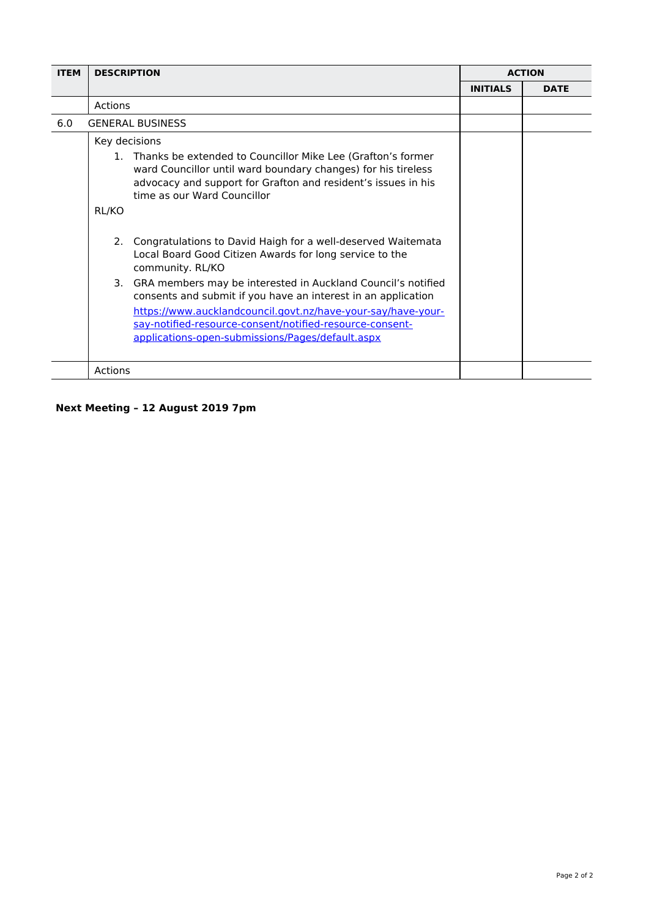| ITEM | DESCRIPTION | ACTION | |
|---|---|---|---|
| | | INITIALS | DATE |
| | Actions | | |
| 6.0 | GENERAL BUSINESS | | |
| | Key decisions<br>1. Thanks be extended to Councillor Mike Lee (Grafton's former ward Councillor until ward boundary changes) for his tireless advocacy and support for Grafton and resident's issues in his time as our Ward Councillor<br>RL/KO<br>2. Congratulations to David Haigh for a well-deserved Waitemata Local Board Good Citizen Awards for long service to the community. RL/KO<br>3. GRA members may be interested in Auckland Council's notified consents and submit if you have an interest in an application https://www.aucklandcouncil.govt.nz/have-your-say/have-your-say-notified-resource-consent/notified-resource-consent-applications-open-submissions/Pages/default.aspx | | |
| | Actions | | |

**Next Meeting – 12 August 2019 7pm**